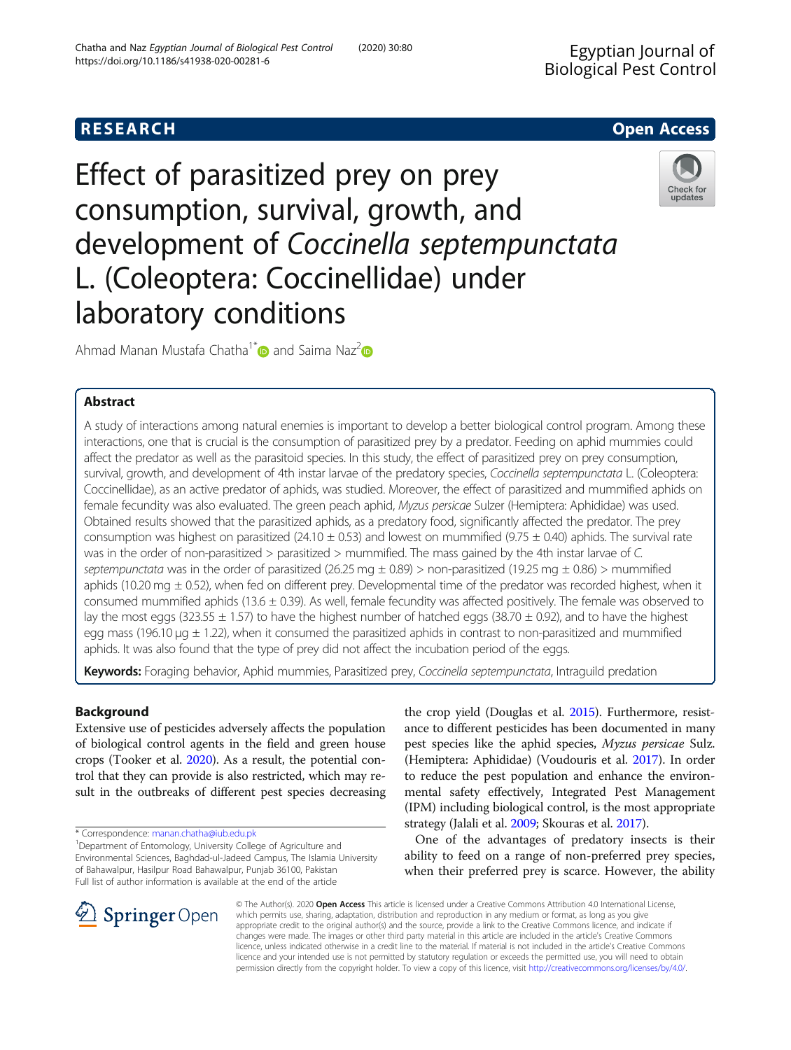**RESEARCH** **Open Access**

# Effect of parasitized prey on prey consumption, survival, growth, and development of *Coccinella septempunctata* L. (Coleoptera: Coccinellidae) under laboratory conditions

Ahmad Manan Mustafa Chatha[1*] and Saima Naz[2]

## Abstract

A study of interactions among natural enemies is important to develop a better biological control program. Among these interactions, one that is crucial is the consumption of parasitized prey by a predator. Feeding on aphid mummies could affect the predator as well as the parasitoid species. In this study, the effect of parasitized prey on prey consumption, survival, growth, and development of 4th instar larvae of the predatory species, *Coccinella septempunctata* L. (Coleoptera: Coccinellidae), as an active predator of aphids, was studied. Moreover, the effect of parasitized and mummified aphids on female fecundity was also evaluated. The green peach aphid, *Myzus persicae* Sulzer (Hemiptera: Aphididae) was used. Obtained results showed that the parasitized aphids, as a predatory food, significantly affected the predator. The prey consumption was highest on parasitized (24.10 ± 0.53) and lowest on mummified (9.75 ± 0.40) aphids. The survival rate was in the order of non-parasitized > parasitized > mummified. The mass gained by the 4th instar larvae of *C. septempunctata* was in the order of parasitized (26.25 mg ± 0.89) > non-parasitized (19.25 mg ± 0.86) > mummified aphids (10.20 mg ± 0.52), when fed on different prey. Developmental time of the predator was recorded highest, when it consumed mummified aphids (13.6 ± 0.39). As well, female fecundity was affected positively. The female was observed to lay the most eggs (323.55 ± 1.57) to have the highest number of hatched eggs (38.70 ± 0.92), and to have the highest egg mass (196.10 μg ± 1.22), when it consumed the parasitized aphids in contrast to non-parasitized and mummified aphids. It was also found that the type of prey did not affect the incubation period of the eggs.

**Keywords:** Foraging behavior, Aphid mummies, Parasitized prey, *Coccinella septempunctata*, Intraguild predation

## Background

Extensive use of pesticides adversely affects the population of biological control agents in the field and green house crops (Tooker et al. 2020). As a result, the potential control that they can provide is also restricted, which may result in the outbreaks of different pest species decreasing the crop yield (Douglas et al. 2015). Furthermore, resistance to different pesticides has been documented in many pest species like the aphid species, *Myzus persicae* Sulz. (Hemiptera: Aphididae) (Voudouris et al. 2017). In order to reduce the pest population and enhance the environmental safety effectively, Integrated Pest Management (IPM) including biological control, is the most appropriate strategy (Jalali et al. 2009; Skouras et al. 2017).

One of the advantages of predatory insects is their ability to feed on a range of non-preferred prey species, when their preferred prey is scarce. However, the ability

\* Correspondence: manan.chatha@iub.edu.pk
[1]Department of Entomology, University College of Agriculture and Environmental Sciences, Baghdad-ul-Jadeed Campus, The Islamia University of Bahawalpur, Hasilpur Road Bahawalpur, Punjab 36100, Pakistan
Full list of author information is available at the end of the article

© The Author(s). 2020 **Open Access** This article is licensed under a Creative Commons Attribution 4.0 International License, which permits use, sharing, adaptation, distribution and reproduction in any medium or format, as long as you give appropriate credit to the original author(s) and the source, provide a link to the Creative Commons licence, and indicate if changes were made. The images or other third party material in this article are included in the article's Creative Commons licence, unless indicated otherwise in a credit line to the material. If material is not included in the article's Creative Commons licence and your intended use is not permitted by statutory regulation or exceeds the permitted use, you will need to obtain permission directly from the copyright holder. To view a copy of this licence, visit http://creativecommons.org/licenses/by/4.0/.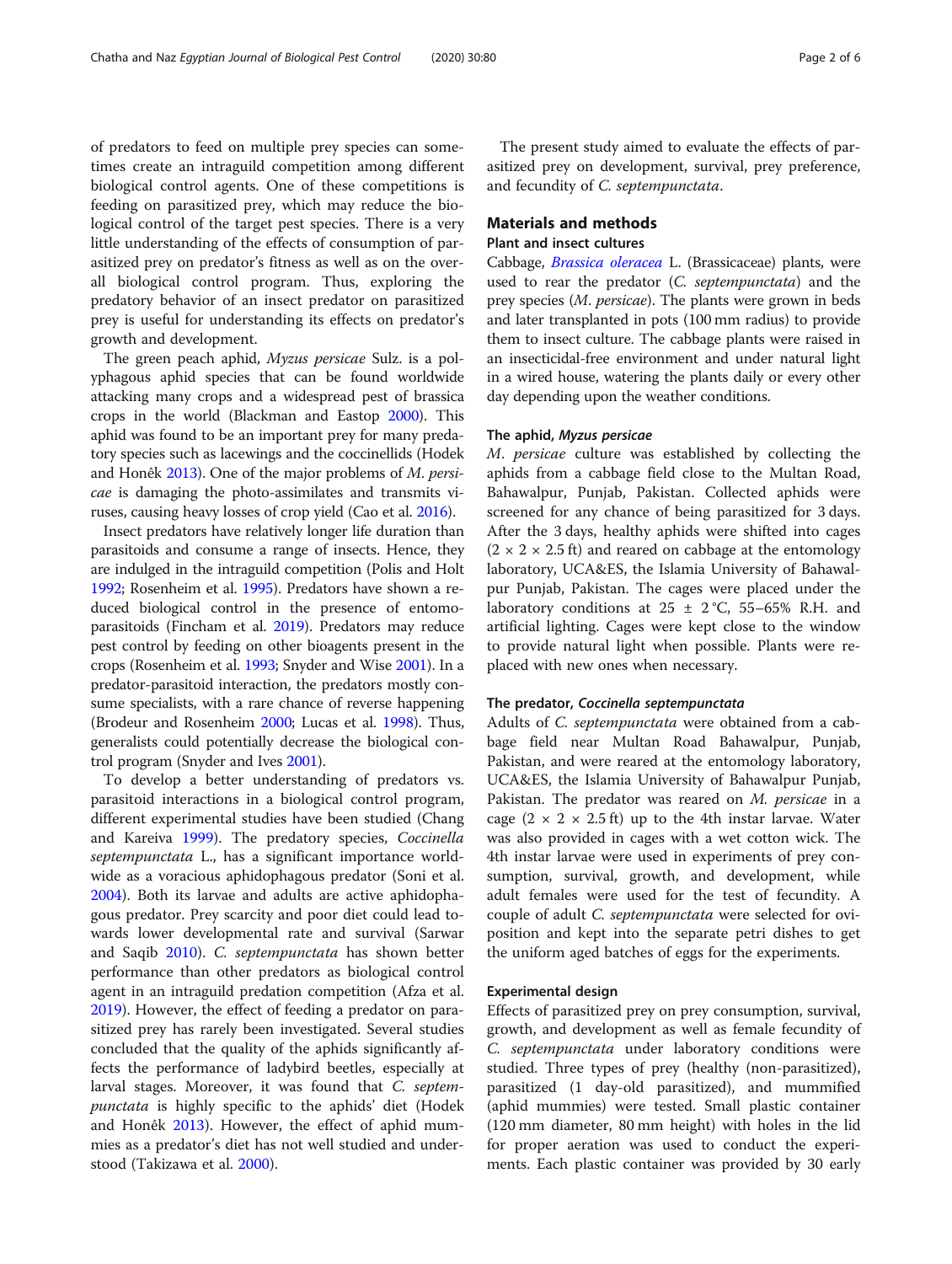of predators to feed on multiple prey species can sometimes create an intraguild competition among different biological control agents. One of these competitions is feeding on parasitized prey, which may reduce the biological control of the target pest species. There is a very little understanding of the effects of consumption of parasitized prey on predator's fitness as well as on the overall biological control program. Thus, exploring the predatory behavior of an insect predator on parasitized prey is useful for understanding its effects on predator's growth and development.

The green peach aphid, *Myzus persicae* Sulz. is a polyphagous aphid species that can be found worldwide attacking many crops and a widespread pest of brassica crops in the world (Blackman and Eastop 2000). This aphid was found to be an important prey for many predatory species such as lacewings and the coccinellids (Hodek and Honêk 2013). One of the major problems of *M. persicae* is damaging the photo-assimilates and transmits viruses, causing heavy losses of crop yield (Cao et al. 2016).

Insect predators have relatively longer life duration than parasitoids and consume a range of insects. Hence, they are indulged in the intraguild competition (Polis and Holt 1992; Rosenheim et al. 1995). Predators have shown a reduced biological control in the presence of entomoparasitoids (Fincham et al. 2019). Predators may reduce pest control by feeding on other bioagents present in the crops (Rosenheim et al. 1993; Snyder and Wise 2001). In a predator-parasitoid interaction, the predators mostly consume specialists, with a rare chance of reverse happening (Brodeur and Rosenheim 2000; Lucas et al. 1998). Thus, generalists could potentially decrease the biological control program (Snyder and Ives 2001).

To develop a better understanding of predators vs. parasitoid interactions in a biological control program, different experimental studies have been studied (Chang and Kareiva 1999). The predatory species, *Coccinella septempunctata* L., has a significant importance worldwide as a voracious aphidophagous predator (Soni et al. 2004). Both its larvae and adults are active aphidophagous predator. Prey scarcity and poor diet could lead towards lower developmental rate and survival (Sarwar and Saqib 2010). *C. septempunctata* has shown better performance than other predators as biological control agent in an intraguild predation competition (Afza et al. 2019). However, the effect of feeding a predator on parasitized prey has rarely been investigated. Several studies concluded that the quality of the aphids significantly affects the performance of ladybird beetles, especially at larval stages. Moreover, it was found that *C. septempunctata* is highly specific to the aphids' diet (Hodek and Honêk 2013). However, the effect of aphid mummies as a predator's diet has not well studied and understood (Takizawa et al. 2000).

The present study aimed to evaluate the effects of parasitized prey on development, survival, prey preference, and fecundity of *C. septempunctata*.

## Materials and methods

### Plant and insect cultures

Cabbage, *Brassica oleracea* L. (Brassicaceae) plants, were used to rear the predator (*C. septempunctata*) and the prey species (*M. persicae*). The plants were grown in beds and later transplanted in pots (100 mm radius) to provide them to insect culture. The cabbage plants were raised in an insecticidal-free environment and under natural light in a wired house, watering the plants daily or every other day depending upon the weather conditions.

### The aphid, *Myzus persicae*

*M. persicae* culture was established by collecting the aphids from a cabbage field close to the Multan Road, Bahawalpur, Punjab, Pakistan. Collected aphids were screened for any chance of being parasitized for 3 days. After the 3 days, healthy aphids were shifted into cages (2 × 2 × 2.5 ft) and reared on cabbage at the entomology laboratory, UCA&ES, the Islamia University of Bahawalpur Punjab, Pakistan. The cages were placed under the laboratory conditions at 25 ± 2 °C, 55–65% R.H. and artificial lighting. Cages were kept close to the window to provide natural light when possible. Plants were replaced with new ones when necessary.

### The predator, *Coccinella septempunctata*

Adults of *C. septempunctata* were obtained from a cabbage field near Multan Road Bahawalpur, Punjab, Pakistan, and were reared at the entomology laboratory, UCA&ES, the Islamia University of Bahawalpur Punjab, Pakistan. The predator was reared on *M. persicae* in a cage (2 × 2 × 2.5 ft) up to the 4th instar larvae. Water was also provided in cages with a wet cotton wick. The 4th instar larvae were used in experiments of prey consumption, survival, growth, and development, while adult females were used for the test of fecundity. A couple of adult *C. septempunctata* were selected for oviposition and kept into the separate petri dishes to get the uniform aged batches of eggs for the experiments.

### Experimental design

Effects of parasitized prey on prey consumption, survival, growth, and development as well as female fecundity of *C. septempunctata* under laboratory conditions were studied. Three types of prey (healthy (non-parasitized), parasitized (1 day-old parasitized), and mummified (aphid mummies) were tested. Small plastic container (120 mm diameter, 80 mm height) with holes in the lid for proper aeration was used to conduct the experiments. Each plastic container was provided by 30 early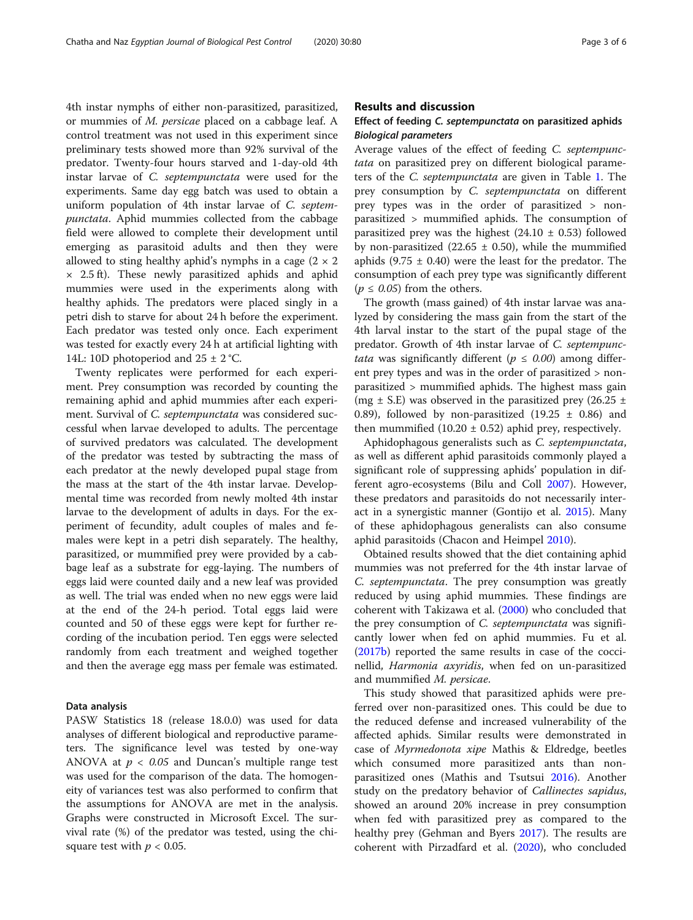4th instar nymphs of either non-parasitized, parasitized, or mummies of *M. persicae* placed on a cabbage leaf. A control treatment was not used in this experiment since preliminary tests showed more than 92% survival of the predator. Twenty-four hours starved and 1-day-old 4th instar larvae of *C. septempunctata* were used for the experiments. Same day egg batch was used to obtain a uniform population of 4th instar larvae of *C. septempunctata*. Aphid mummies collected from the cabbage field were allowed to complete their development until emerging as parasitoid adults and then they were allowed to sting healthy aphid's nymphs in a cage ($2 \times 2 \times 2.5$ ft). These newly parasitized aphids and aphid mummies were used in the experiments along with healthy aphids. The predators were placed singly in a petri dish to starve for about 24 h before the experiment. Each predator was tested only once. Each experiment was tested for exactly every 24 h at artificial lighting with 14L: 10D photoperiod and $25 \pm 2$ °C.

Twenty replicates were performed for each experiment. Prey consumption was recorded by counting the remaining aphid and aphid mummies after each experiment. Survival of *C. septempunctata* was considered successful when larvae developed to adults. The percentage of survived predators was calculated. The development of the predator was tested by subtracting the mass of each predator at the newly developed pupal stage from the mass at the start of the 4th instar larvae. Developmental time was recorded from newly molted 4th instar larvae to the development of adults in days. For the experiment of fecundity, adult couples of males and females were kept in a petri dish separately. The healthy, parasitized, or mummified prey were provided by a cabbage leaf as a substrate for egg-laying. The numbers of eggs laid were counted daily and a new leaf was provided as well. The trial was ended when no new eggs were laid at the end of the 24-h period. Total eggs laid were counted and 50 of these eggs were kept for further recording of the incubation period. Ten eggs were selected randomly from each treatment and weighed together and then the average egg mass per female was estimated.

### Data analysis

PASW Statistics 18 (release 18.0.0) was used for data analyses of different biological and reproductive parameters. The significance level was tested by one-way ANOVA at $p < 0.05$ and Duncan's multiple range test was used for the comparison of the data. The homogeneity of variances test was also performed to confirm that the assumptions for ANOVA are met in the analysis. Graphs were constructed in Microsoft Excel. The survival rate (%) of the predator was tested, using the chi-square test with $p < 0.05$.

## Results and discussion

### Effect of feeding *C. septempunctata* on parasitized aphids

#### *Biological parameters*

Average values of the effect of feeding *C. septempunctata* on parasitized prey on different biological parameters of the *C. septempunctata* are given in Table 1. The prey consumption by *C. septempunctata* on different prey types was in the order of parasitized > non-parasitized > mummified aphids. The consumption of parasitized prey was the highest ($24.10 \pm 0.53$) followed by non-parasitized ($22.65 \pm 0.50$), while the mummified aphids ($9.75 \pm 0.40$) were the least for the predator. The consumption of each prey type was significantly different ($p \leq 0.05$) from the others.

The growth (mass gained) of 4th instar larvae was analyzed by considering the mass gain from the start of the 4th larval instar to the start of the pupal stage of the predator. Growth of 4th instar larvae of *C. septempunctata* was significantly different ($p \leq 0.00$) among different prey types and was in the order of parasitized > non-parasitized > mummified aphids. The highest mass gain (mg ± S.E) was observed in the parasitized prey ($26.25 \pm 0.89$), followed by non-parasitized ($19.25 \pm 0.86$) and then mummified ($10.20 \pm 0.52$) aphid prey, respectively.

Aphidophagous generalists such as *C. septempunctata*, as well as different aphid parasitoids commonly played a significant role of suppressing aphids' population in different agro-ecosystems (Bilu and Coll 2007). However, these predators and parasitoids do not necessarily interact in a synergistic manner (Gontijo et al. 2015). Many of these aphidophagous generalists can also consume aphid parasitoids (Chacon and Heimpel 2010).

Obtained results showed that the diet containing aphid mummies was not preferred for the 4th instar larvae of *C. septempunctata*. The prey consumption was greatly reduced by using aphid mummies. These findings are coherent with Takizawa et al. (2000) who concluded that the prey consumption of *C. septempunctata* was significantly lower when fed on aphid mummies. Fu et al. (2017b) reported the same results in case of the coccinellid, *Harmonia axyridis*, when fed on un-parasitized and mummified *M. persicae*.

This study showed that parasitized aphids were preferred over non-parasitized ones. This could be due to the reduced defense and increased vulnerability of the affected aphids. Similar results were demonstrated in case of *Myrmedonota xipe* Mathis & Eldredge, beetles which consumed more parasitized ants than non-parasitized ones (Mathis and Tsutsui 2016). Another study on the predatory behavior of *Callinectes sapidus*, showed an around 20% increase in prey consumption when fed with parasitized prey as compared to the healthy prey (Gehman and Byers 2017). The results are coherent with Pirzadfard et al. (2020), who concluded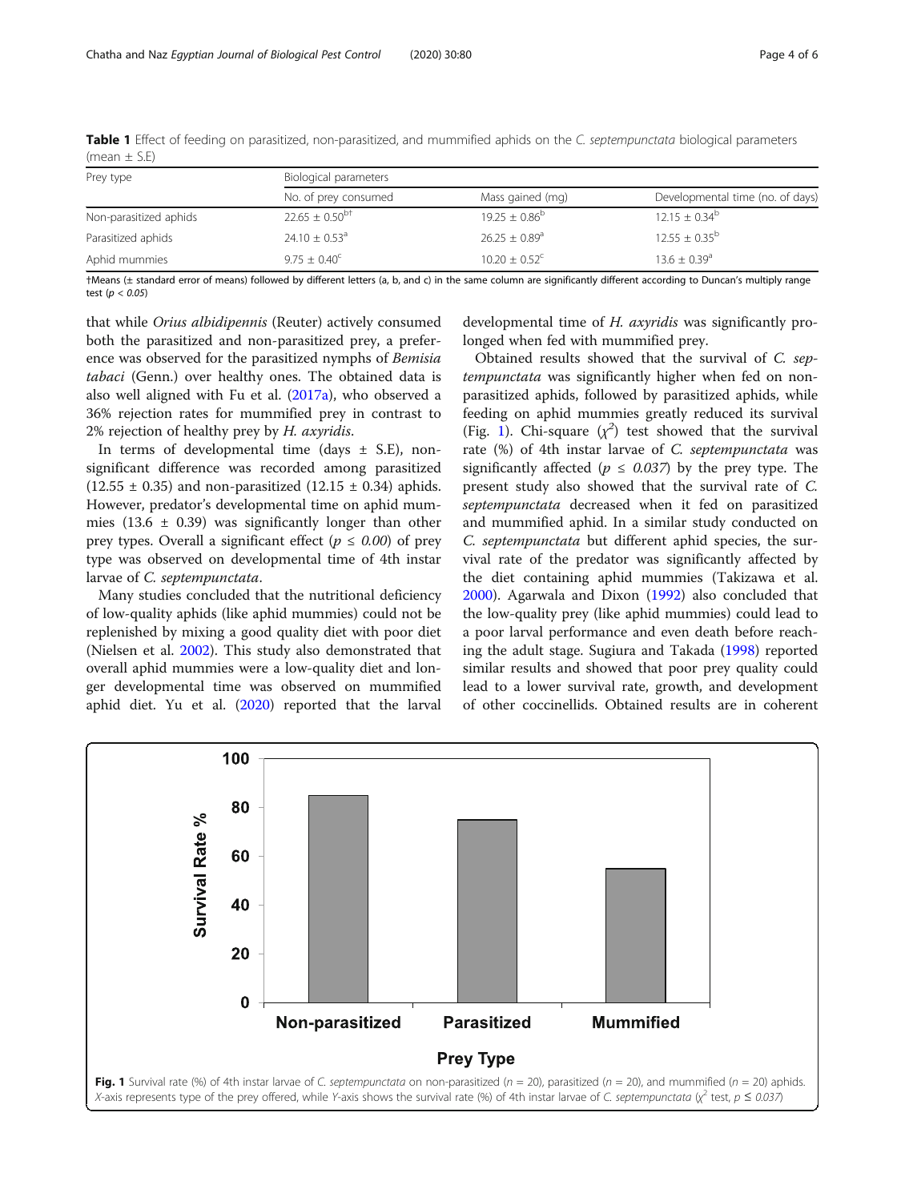**Table 1** Effect of feeding on parasitized, non-parasitized, and mummified aphids on the *C. septempunctata* biological parameters (mean ± S.E)

| Prey type | Biological parameters | | |
|---|---|---|---|
| | No. of prey consumed | Mass gained (mg) | Developmental time (no. of days) |
| Non-parasitized aphids | 22.65 ± 0.50[b†] | 19.25 ± 0.86[b] | 12.15 ± 0.34[b] |
| Parasitized aphids | 24.10 ± 0.53[a] | 26.25 ± 0.89[a] | 12.55 ± 0.35[b] |
| Aphid mummies | 9.75 ± 0.40[c] | 10.20 ± 0.52[c] | 13.6 ± 0.39[a] |

†Means (± standard error of means) followed by different letters (a, b, and c) in the same column are significantly different according to Duncan's multiply range test ($p < 0.05$)

that while *Orius albidipennis* (Reuter) actively consumed both the parasitized and non-parasitized prey, a preference was observed for the parasitized nymphs of *Bemisia tabaci* (Genn.) over healthy ones. The obtained data is also well aligned with Fu et al. (2017a), who observed a 36% rejection rates for mummified prey in contrast to 2% rejection of healthy prey by *H. axyridis*.

In terms of developmental time (days ± S.E), non-significant difference was recorded among parasitized (12.55 ± 0.35) and non-parasitized (12.15 ± 0.34) aphids. However, predator's developmental time on aphid mummies (13.6 ± 0.39) was significantly longer than other prey types. Overall a significant effect ($p \leq 0.00$) of prey type was observed on developmental time of 4th instar larvae of *C. septempunctata*.

Many studies concluded that the nutritional deficiency of low-quality aphids (like aphid mummies) could not be replenished by mixing a good quality diet with poor diet (Nielsen et al. 2002). This study also demonstrated that overall aphid mummies were a low-quality diet and longer developmental time was observed on mummified aphid diet. Yu et al. (2020) reported that the larval developmental time of *H. axyridis* was significantly prolonged when fed with mummified prey.

Obtained results showed that the survival of *C. septempunctata* was significantly higher when fed on non-parasitized aphids, followed by parasitized aphids, while feeding on aphid mummies greatly reduced its survival (Fig. 1). Chi-square ($\chi^2$) test showed that the survival rate (%) of 4th instar larvae of *C. septempunctata* was significantly affected ($p \leq 0.037$) by the prey type. The present study also showed that the survival rate of *C. septempunctata* decreased when it fed on parasitized and mummified aphid. In a similar study conducted on *C. septempunctata* but different aphid species, the survival rate of the predator was significantly affected by the diet containing aphid mummies (Takizawa et al. 2000). Agarwala and Dixon (1992) also concluded that the low-quality prey (like aphid mummies) could lead to a poor larval performance and even death before reaching the adult stage. Sugiura and Takada (1998) reported similar results and showed that poor prey quality could lead to a lower survival rate, growth, and development of other coccinellids. Obtained results are in coherent

**Fig. 1** Survival rate (%) of 4th instar larvae of *C. septempunctata* on non-parasitized ($n$ = 20), parasitized ($n$ = 20), and mummified ($n$ = 20) aphids. *X*-axis represents type of the prey offered, while *Y*-axis shows the survival rate (%) of 4th instar larvae of *C. septempunctata* ($\chi^2$ test, $p \leq 0.037$)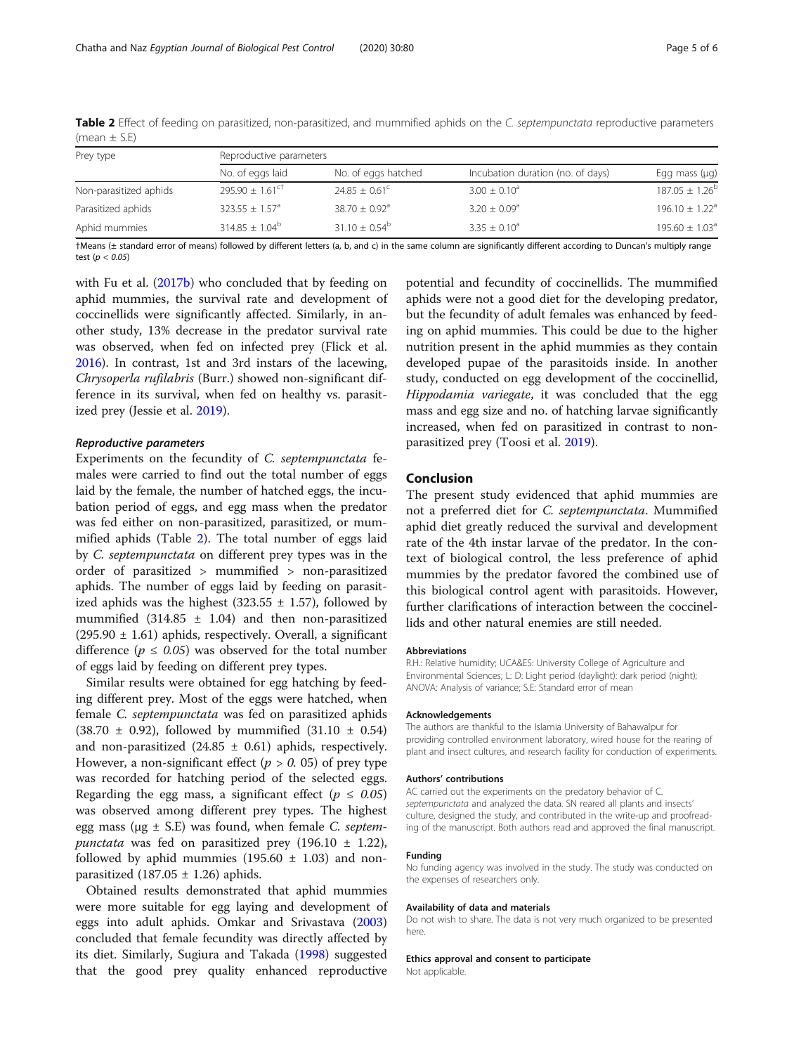**Table 2** Effect of feeding on parasitized, non-parasitized, and mummified aphids on the *C. septempunctata* reproductive parameters (mean ± S.E)

| Prey type | Reproductive parameters | | | |
|---|---|---|---|---|
| | No. of eggs laid | No. of eggs hatched | Incubation duration (no. of days) | Egg mass (μg) |
| Non-parasitized aphids | 295.90 ± 1.61[c†] | 24.85 ± 0.61[c] | 3.00 ± 0.10[a] | 187.05 ± 1.26[b] |
| Parasitized aphids | 323.55 ± 1.57[a] | 38.70 ± 0.92[a] | 3.20 ± 0.09[a] | 196.10 ± 1.22[a] |
| Aphid mummies | 314.85 ± 1.04[b] | 31.10 ± 0.54[b] | 3.35 ± 0.10[a] | 195.60 ± 1.03[a] |

†Means (± standard error of means) followed by different letters (a, b, and c) in the same column are significantly different according to Duncan's multiply range test ($p < 0.05$)

with Fu et al. (2017b) who concluded that by feeding on aphid mummies, the survival rate and development of coccinellids were significantly affected. Similarly, in another study, 13% decrease in the predator survival rate was observed, when fed on infected prey (Flick et al. 2016). In contrast, 1st and 3rd instars of the lacewing, *Chrysoperla rufilabris* (Burr.) showed non-significant difference in its survival, when fed on healthy vs. parasitized prey (Jessie et al. 2019).

#### *Reproductive parameters*

Experiments on the fecundity of *C. septempunctata* females were carried to find out the total number of eggs laid by the female, the number of hatched eggs, the incubation period of eggs, and egg mass when the predator was fed either on non-parasitized, parasitized, or mummified aphids (Table 2). The total number of eggs laid by *C. septempunctata* on different prey types was in the order of parasitized > mummified > non-parasitized aphids. The number of eggs laid by feeding on parasitized aphids was the highest (323.55 ± 1.57), followed by mummified (314.85 ± 1.04) and then non-parasitized (295.90 ± 1.61) aphids, respectively. Overall, a significant difference ($p \leq 0.05$) was observed for the total number of eggs laid by feeding on different prey types.

Similar results were obtained for egg hatching by feeding different prey. Most of the eggs were hatched, when female *C. septempunctata* was fed on parasitized aphids (38.70 ± 0.92), followed by mummified (31.10 ± 0.54) and non-parasitized (24.85 ± 0.61) aphids, respectively. However, a non-significant effect ($p > 0.05$) of prey type was recorded for hatching period of the selected eggs. Regarding the egg mass, a significant effect ($p \leq 0.05$) was observed among different prey types. The highest egg mass (μg ± S.E) was found, when female *C. septempunctata* was fed on parasitized prey (196.10 ± 1.22), followed by aphid mummies (195.60 ± 1.03) and non-parasitized (187.05 ± 1.26) aphids.

Obtained results demonstrated that aphid mummies were more suitable for egg laying and development of eggs into adult aphids. Omkar and Srivastava (2003) concluded that female fecundity was directly affected by its diet. Similarly, Sugiura and Takada (1998) suggested that the good prey quality enhanced reproductive potential and fecundity of coccinellids. The mummified aphids were not a good diet for the developing predator, but the fecundity of adult females was enhanced by feeding on aphid mummies. This could be due to the higher nutrition present in the aphid mummies as they contain developed pupae of the parasitoids inside. In another study, conducted on egg development of the coccinellid, *Hippodamia variegate*, it was concluded that the egg mass and egg size and no. of hatching larvae significantly increased, when fed on parasitized in contrast to non-parasitized prey (Toosi et al. 2019).

## Conclusion

The present study evidenced that aphid mummies are not a preferred diet for *C. septempunctata*. Mummified aphid diet greatly reduced the survival and development rate of the 4th instar larvae of the predator. In the context of biological control, the less preference of aphid mummies by the predator favored the combined use of this biological control agent with parasitoids. However, further clarifications of interaction between the coccinellids and other natural enemies are still needed.

#### Abbreviations

R.H.: Relative humidity; UCA&ES: University College of Agriculture and Environmental Sciences; L: D: Light period (daylight): dark period (night); ANOVA: Analysis of variance; S.E: Standard error of mean

#### Acknowledgements

The authors are thankful to the Islamia University of Bahawalpur for providing controlled environment laboratory, wired house for the rearing of plant and insect cultures, and research facility for conduction of experiments.

#### Authors' contributions

AC carried out the experiments on the predatory behavior of C. septempunctata and analyzed the data. SN reared all plants and insects' culture, designed the study, and contributed in the write-up and proofreading of the manuscript. Both authors read and approved the final manuscript.

#### Funding

No funding agency was involved in the study. The study was conducted on the expenses of researchers only.

#### Availability of data and materials

Do not wish to share. The data is not very much organized to be presented here.

#### Ethics approval and consent to participate

Not applicable.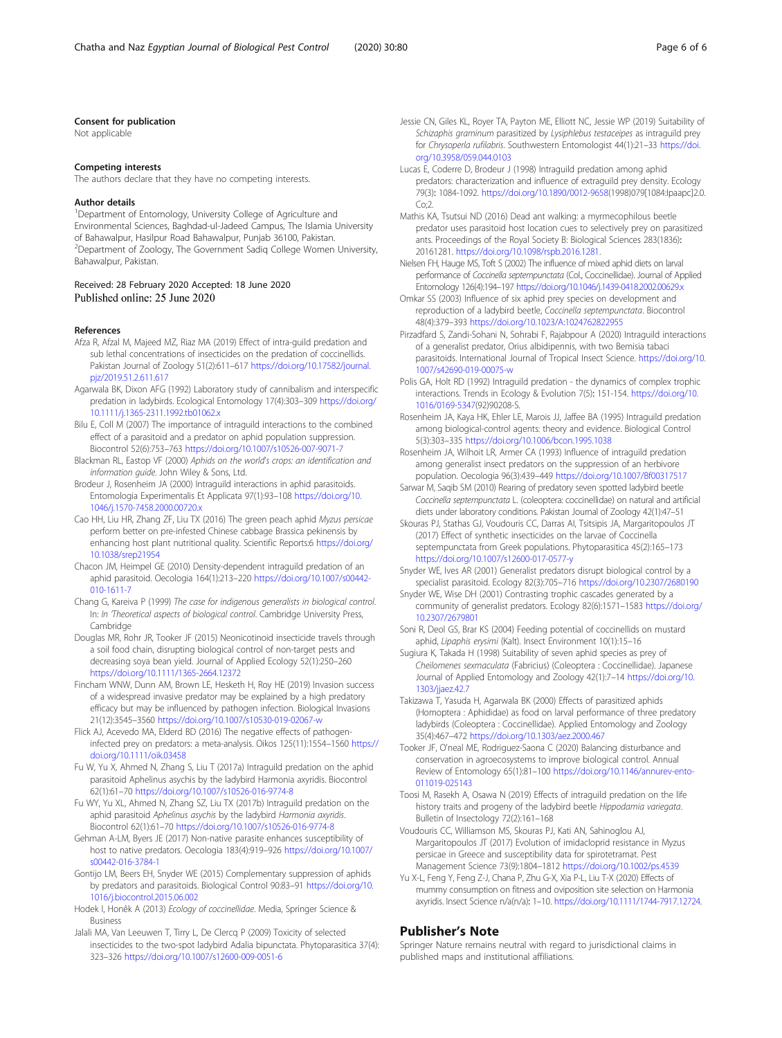### Consent for publication

Not applicable

### Competing interests

The authors declare that they have no competing interests.

### Author details

[1]Department of Entomology, University College of Agriculture and Environmental Sciences, Baghdad-ul-Jadeed Campus, The Islamia University of Bahawalpur, Hasilpur Road Bahawalpur, Punjab 36100, Pakistan. [2]Department of Zoology, The Government Sadiq College Women University, Bahawalpur, Pakistan.

Received: 28 February 2020 Accepted: 18 June 2020
Published online: 25 June 2020

### References

Afza R, Afzal M, Majeed MZ, Riaz MA (2019) Effect of intra-guild predation and sub lethal concentrations of insecticides on the predation of coccinellids. Pakistan Journal of Zoology 51(2):611–617 https://doi.org/10.17582/journal.pjz/2019.51.2.611.617

Agarwala BK, Dixon AFG (1992) Laboratory study of cannibalism and interspecific predation in ladybirds. Ecological Entomology 17(4):303–309 https://doi.org/10.1111/j.1365-2311.1992.tb01062.x

Bilu E, Coll M (2007) The importance of intraguild interactions to the combined effect of a parasitoid and a predator on aphid population suppression. Biocontrol 52(6):753–763 https://doi.org/10.1007/s10526-007-9071-7

Blackman RL, Eastop VF (2000) *Aphids on the world's crops: an identification and information guide*. John Wiley & Sons, Ltd.

Brodeur J, Rosenheim JA (2000) Intraguild interactions in aphid parasitoids. Entomologia Experimentalis Et Applicata 97(1):93–108 https://doi.org/10.1046/j.1570-7458.2000.00720.x

Cao HH, Liu HR, Zhang ZF, Liu TX (2016) The green peach aphid *Myzus persicae* perform better on pre-infested Chinese cabbage Brassica pekinensis by enhancing host plant nutritional quality. Scientific Reports:6 https://doi.org/10.1038/srep21954

Chacon JM, Heimpel GE (2010) Density-dependent intraguild predation of an aphid parasitoid. Oecologia 164(1):213–220 https://doi.org/10.1007/s00442-010-1611-7

Chang G, Kareiva P (1999) *The case for indigenous generalists in biological control*. In: *In 'Theoretical aspects of biological control*. Cambridge University Press, Cambridge

Douglas MR, Rohr JR, Tooker JF (2015) Neonicotinoid insecticide travels through a soil food chain, disrupting biological control of non-target pests and decreasing soya bean yield. Journal of Applied Ecology 52(1):250–260 https://doi.org/10.1111/1365-2664.12372

Fincham WNW, Dunn AM, Brown LE, Hesketh H, Roy HE (2019) Invasion success of a widespread invasive predator may be explained by a high predatory efficacy but may be influenced by pathogen infection. Biological Invasions 21(12):3545–3560 https://doi.org/10.1007/s10530-019-02067-w

Flick AJ, Acevedo MA, Elderd BD (2016) The negative effects of pathogen-infected prey on predators: a meta-analysis. Oikos 125(11):1554–1560 https://doi.org/10.1111/oik.03458

Fu W, Yu X, Ahmed N, Zhang S, Liu T (2017a) Intraguild predation on the aphid parasitoid Aphelinus asychis by the ladybird Harmonia axyridis. Biocontrol 62(1):61–70 https://doi.org/10.1007/s10526-016-9774-8

Fu WY, Yu XL, Ahmed N, Zhang SZ, Liu TX (2017b) Intraguild predation on the aphid parasitoid *Aphelinus asychis* by the ladybird *Harmonia axyridis*. Biocontrol 62(1):61–70 https://doi.org/10.1007/s10526-016-9774-8

Gehman A-LM, Byers JE (2017) Non-native parasite enhances susceptibility of host to native predators. Oecologia 183(4):919–926 https://doi.org/10.1007/s00442-016-3784-1

Gontijo LM, Beers EH, Snyder WE (2015) Complementary suppression of aphids by predators and parasitoids. Biological Control 90:83–91 https://doi.org/10.1016/j.biocontrol.2015.06.002

Hodek I, Honěk A (2013) *Ecology of coccinellidae*. Media, Springer Science & Business

Jalali MA, Van Leeuwen T, Tirry L, De Clercq P (2009) Toxicity of selected insecticides to the two-spot ladybird Adalia bipunctata. Phytoparasitica 37(4): 323–326 https://doi.org/10.1007/s12600-009-0051-6

Jessie CN, Giles KL, Royer TA, Payton ME, Elliott NC, Jessie WP (2019) Suitability of *Schizaphis graminum* parasitized by *Lysiphlebus testaceipes* as intraguild prey for *Chrysoperla rufilabris*. Southwestern Entomologist 44(1):21–33 https://doi.org/10.3958/059.044.0103

Lucas E, Coderre D, Brodeur J (1998) Intraguild predation among aphid predators: characterization and influence of extraguild prey density. Ecology 79(3): 1084-1092. https://doi.org/10.1890/0012-9658(1998)079[1084:Ipaapc]2.0.Co;2.

Mathis KA, Tsutsui ND (2016) Dead ant walking: a myrmecophilous beetle predator uses parasitoid host location cues to selectively prey on parasitized ants. Proceedings of the Royal Society B: Biological Sciences 283(1836): 20161281. https://doi.org/10.1098/rspb.2016.1281.

Nielsen FH, Hauge MS, Toft S (2002) The influence of mixed aphid diets on larval performance of *Coccinella septempunctata* (Col., Coccinellidae). Journal of Applied Entomology 126(4):194–197 https://doi.org/10.1046/j.1439-0418.2002.00629.x

Omkar SS (2003) Influence of six aphid prey species on development and reproduction of a ladybird beetle, *Coccinella septempunctata*. Biocontrol 48(4):379–393 https://doi.org/10.1023/A:1024762822955

Pirzadfard S, Zandi-Sohani N, Sohrabi F, Rajabpour A (2020) Intraguild interactions of a generalist predator, Orius albidipennis, with two Bemisia tabaci parasitoids. International Journal of Tropical Insect Science. https://doi.org/10.1007/s42690-019-00075-w

Polis GA, Holt RD (1992) Intraguild predation - the dynamics of complex trophic interactions. Trends in Ecology & Evolution 7(5): 151-154. https://doi.org/10.1016/0169-5347(92)90208-S.

Rosenheim JA, Kaya HK, Ehler LE, Marois JJ, Jaffee BA (1995) Intraguild predation among biological-control agents: theory and evidence. Biological Control 5(3):303–335 https://doi.org/10.1006/bcon.1995.1038

Rosenheim JA, Wilhoit LR, Armer CA (1993) Influence of intraguild predation among generalist insect predators on the suppression of an herbivore population. Oecologia 96(3):439–449 https://doi.org/10.1007/Bf00317517

Sarwar M, Saqib SM (2010) Rearing of predatory seven spotted ladybird beetle *Coccinella septempunctata* L. (coleoptera: coccinellidae) on natural and artificial diets under laboratory conditions. Pakistan Journal of Zoology 42(1):47–51

Skouras PJ, Stathas GJ, Voudouris CC, Darras AI, Tsitsipis JA, Margaritopoulos JT (2017) Effect of synthetic insecticides on the larvae of Coccinella septempunctata from Greek populations. Phytoparasitica 45(2):165–173 https://doi.org/10.1007/s12600-017-0577-y

Snyder WE, Ives AR (2001) Generalist predators disrupt biological control by a specialist parasitoid. Ecology 82(3):705–716 https://doi.org/10.2307/2680190

Snyder WE, Wise DH (2001) Contrasting trophic cascades generated by a community of generalist predators. Ecology 82(6):1571–1583 https://doi.org/10.2307/2679801

Soni R, Deol GS, Brar KS (2004) Feeding potential of coccinellids on mustard aphid, *Lipaphis erysimi* (Kalt). Insect Environment 10(1):15–16

Sugiura K, Takada H (1998) Suitability of seven aphid species as prey of *Cheilomenes sexmaculata* (Fabricius) (Coleoptera : Coccinellidae). Japanese Journal of Applied Entomology and Zoology 42(1):7–14 https://doi.org/10.1303/jjaez.42.7

Takizawa T, Yasuda H, Agarwala BK (2000) Effects of parasitized aphids (Homoptera : Aphididae) as food on larval performance of three predatory ladybirds (Coleoptera : Coccinellidae). Applied Entomology and Zoology 35(4):467–472 https://doi.org/10.1303/aez.2000.467

Tooker JF, O'neal ME, Rodriguez-Saona C (2020) Balancing disturbance and conservation in agroecosystems to improve biological control. Annual Review of Entomology 65(1):81–100 https://doi.org/10.1146/annurev-ento-011019-025143

Toosi M, Rasekh A, Osawa N (2019) Effects of intraguild predation on the life history traits and progeny of the ladybird beetle *Hippodamia variegata*. Bulletin of Insectology 72(2):161–168

Voudouris CC, Williamson MS, Skouras PJ, Kati AN, Sahinoglou AJ, Margaritopoulos JT (2017) Evolution of imidacloprid resistance in Myzus persicae in Greece and susceptibility data for spirotetramat. Pest Management Science 73(9):1804–1812 https://doi.org/10.1002/ps.4539

Yu X-L, Feng Y, Feng Z-J, Chana P, Zhu G-X, Xia P-L, Liu T-X (2020) Effects of mummy consumption on fitness and oviposition site selection on Harmonia axyridis. Insect Science n/a(n/a): 1–10. https://doi.org/10.1111/1744-7917.12724.

## Publisher's Note

Springer Nature remains neutral with regard to jurisdictional claims in published maps and institutional affiliations.